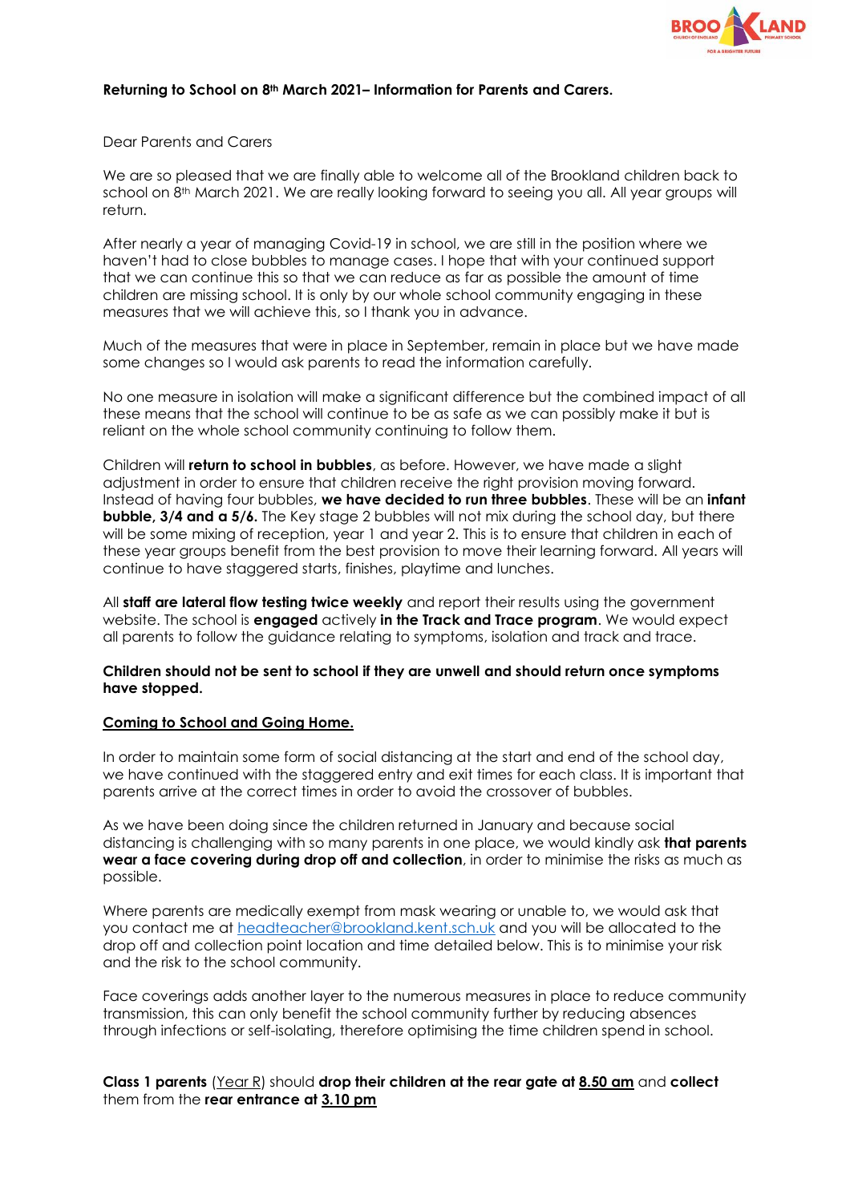**Returning to School on 8th March 2021– Information for Parents and Carers.**

Dear Parents and Carers

We are so pleased that we are finally able to welcome all of the Brookland children back to school on 8th March 2021. We are really looking forward to seeing you all. All year groups will return.

After nearly a year of managing Covid-19 in school, we are still in the position where we haven't had to close bubbles to manage cases. I hope that with your continued support that we can continue this so that we can reduce as far as possible the amount of time children are missing school. It is only by our whole school community engaging in these measures that we will achieve this, so I thank you in advance.

Much of the measures that were in place in September, remain in place but we have made some changes so I would ask parents to read the information carefully.

No one measure in isolation will make a significant difference but the combined impact of all these means that the school will continue to be as safe as we can possibly make it but is reliant on the whole school community continuing to follow them.

Children will **return to school in bubbles**, as before. However, we have made a slight adjustment in order to ensure that children receive the right provision moving forward. Instead of having four bubbles, **we have decided to run three bubbles**. These will be an **infant bubble, 3/4 and a 5/6.** The Key stage 2 bubbles will not mix during the school day, but there will be some mixing of reception, year 1 and year 2. This is to ensure that children in each of these year groups benefit from the best provision to move their learning forward. All years will continue to have staggered starts, finishes, playtime and lunches.

All **staff are lateral flow testing twice weekly** and report their results using the government website. The school is **engaged** actively **in the Track and Trace program**. We would expect all parents to follow the guidance relating to symptoms, isolation and track and trace.

**Children should not be sent to school if they are unwell and should return once symptoms have stopped.**

**<u>Coming to School and Going Home.</u>**

In order to maintain some form of social distancing at the start and end of the school day, we have continued with the staggered entry and exit times for each class. It is important that parents arrive at the correct times in order to avoid the crossover of bubbles.

As we have been doing since the children returned in January and because social distancing is challenging with so many parents in one place, we would kindly ask **that parents wear a face covering during drop off and collection**, in order to minimise the risks as much as possible.

Where parents are medically exempt from mask wearing or unable to, we would ask that you contact me at headteacher@brookland.kent.sch.uk and you will be allocated to the drop off and collection point location and time detailed below. This is to minimise your risk and the risk to the school community.

Face coverings adds another layer to the numerous measures in place to reduce community transmission, this can only benefit the school community further by reducing absences through infections or self-isolating, therefore optimising the time children spend in school.

**Class 1 parents** (<u>Year R</u>) should **drop their children at the rear gate at <u>8.50 am</u>** and **collect** them from the **rear entrance at <u>3.10 pm</u>**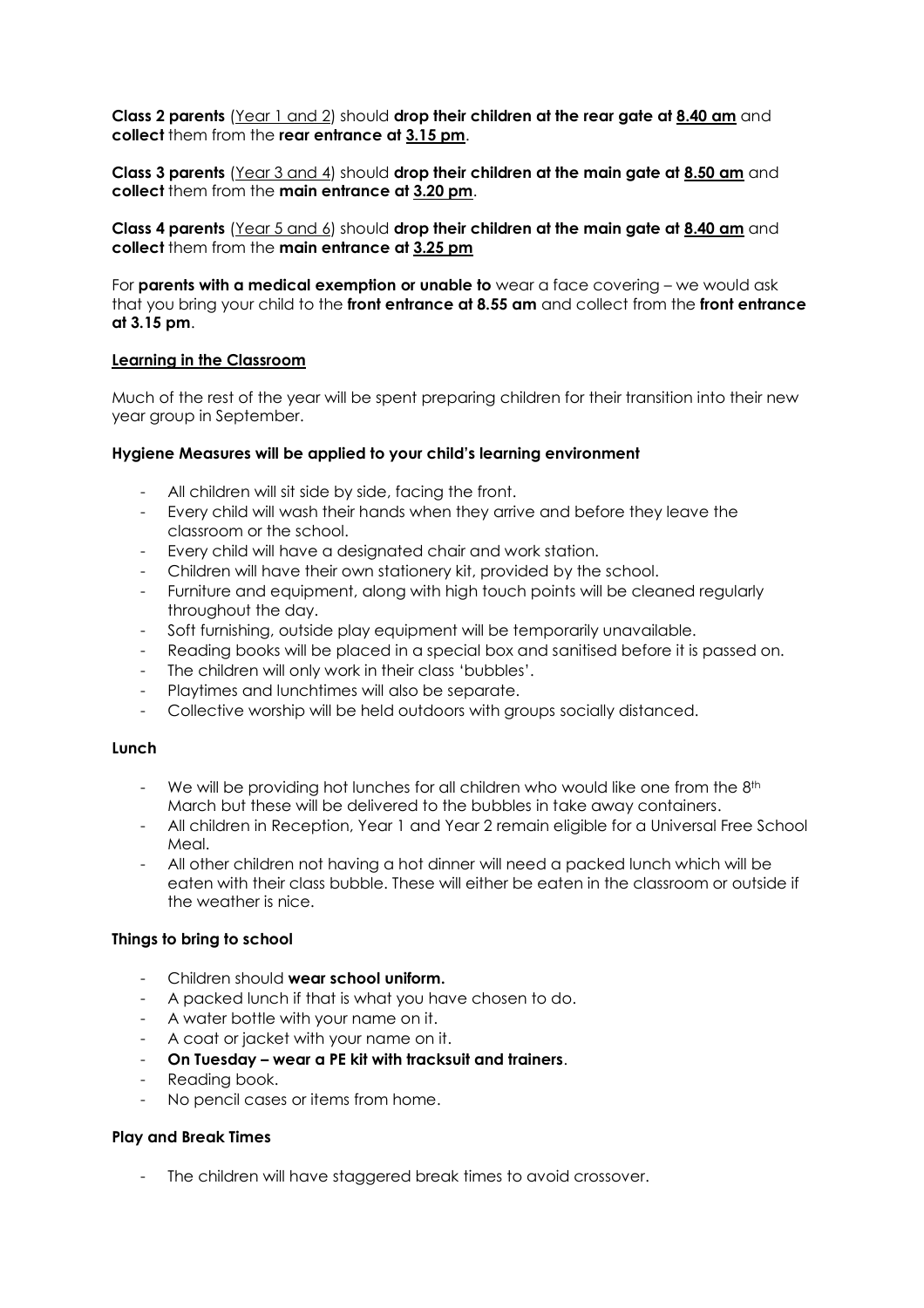**Class 2 parents** (Year 1 and 2) should **drop their children at the rear gate at 8.40 am** and **collect** them from the **rear entrance at 3.15 pm**.

**Class 3 parents** (Year 3 and 4) should **drop their children at the main gate at 8.50 am** and **collect** them from the **main entrance at 3.20 pm**.

**Class 4 parents** (Year 5 and 6) should **drop their children at the main gate at 8.40 am** and **collect** them from the **main entrance at 3.25 pm**

For **parents with a medical exemption or unable to** wear a face covering – we would ask that you bring your child to the **front entrance at 8.55 am** and collect from the **front entrance at 3.15 pm**.

## Learning in the Classroom

Much of the rest of the year will be spent preparing children for their transition into their new year group in September.

### Hygiene Measures will be applied to your child's learning environment

- All children will sit side by side, facing the front.
- Every child will wash their hands when they arrive and before they leave the classroom or the school.
- Every child will have a designated chair and work station.
- Children will have their own stationery kit, provided by the school.
- Furniture and equipment, along with high touch points will be cleaned regularly throughout the day.
- Soft furnishing, outside play equipment will be temporarily unavailable.
- Reading books will be placed in a special box and sanitised before it is passed on.
- The children will only work in their class 'bubbles'.
- Playtimes and lunchtimes will also be separate.
- Collective worship will be held outdoors with groups socially distanced.

### Lunch

- We will be providing hot lunches for all children who would like one from the 8th March but these will be delivered to the bubbles in take away containers.
- All children in Reception, Year 1 and Year 2 remain eligible for a Universal Free School Meal.
- All other children not having a hot dinner will need a packed lunch which will be eaten with their class bubble. These will either be eaten in the classroom or outside if the weather is nice.

### Things to bring to school

- Children should **wear school uniform.**
- A packed lunch if that is what you have chosen to do.
- A water bottle with your name on it.
- A coat or jacket with your name on it.
- **On Tuesday – wear a PE kit with tracksuit and trainers**.
- Reading book.
- No pencil cases or items from home.

### Play and Break Times

- The children will have staggered break times to avoid crossover.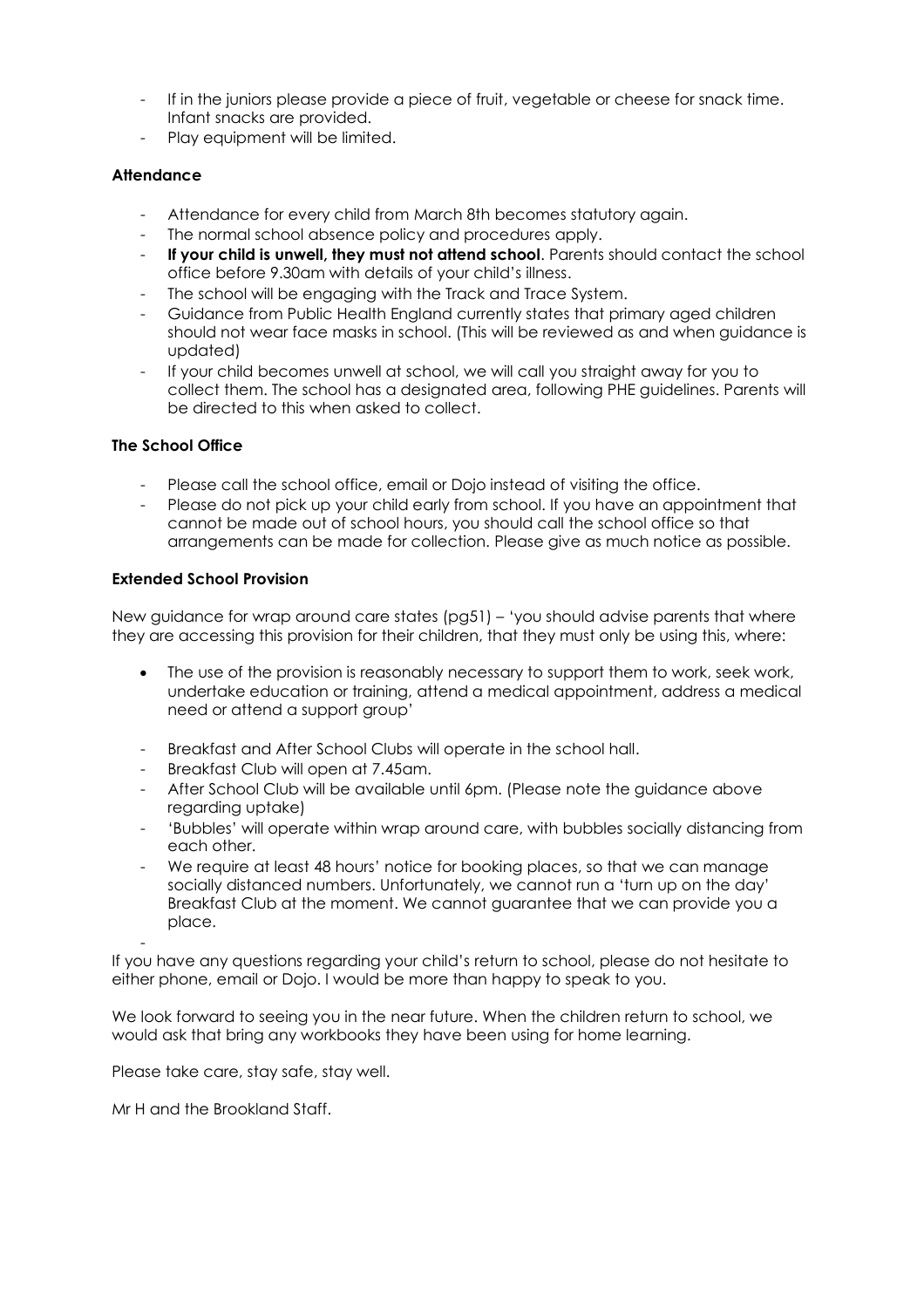- If in the juniors please provide a piece of fruit, vegetable or cheese for snack time. Infant snacks are provided.
- Play equipment will be limited.

**Attendance**

- Attendance for every child from March 8th becomes statutory again.
- The normal school absence policy and procedures apply.
- **If your child is unwell, they must not attend school**. Parents should contact the school office before 9.30am with details of your child's illness.
- The school will be engaging with the Track and Trace System.
- Guidance from Public Health England currently states that primary aged children should not wear face masks in school. (This will be reviewed as and when guidance is updated)
- If your child becomes unwell at school, we will call you straight away for you to collect them. The school has a designated area, following PHE guidelines. Parents will be directed to this when asked to collect.

**The School Office**

- Please call the school office, email or Dojo instead of visiting the office.
- Please do not pick up your child early from school. If you have an appointment that cannot be made out of school hours, you should call the school office so that arrangements can be made for collection. Please give as much notice as possible.

**Extended School Provision**

New guidance for wrap around care states (pg51) – 'you should advise parents that where they are accessing this provision for their children, that they must only be using this, where:

- The use of the provision is reasonably necessary to support them to work, seek work, undertake education or training, attend a medical appointment, address a medical need or attend a support group'

- Breakfast and After School Clubs will operate in the school hall.
- Breakfast Club will open at 7.45am.
- After School Club will be available until 6pm. (Please note the guidance above regarding uptake)
- 'Bubbles' will operate within wrap around care, with bubbles socially distancing from each other.
- We require at least 48 hours' notice for booking places, so that we can manage socially distanced numbers. Unfortunately, we cannot run a 'turn up on the day' Breakfast Club at the moment. We cannot guarantee that we can provide you a place.
-

If you have any questions regarding your child's return to school, please do not hesitate to either phone, email or Dojo. I would be more than happy to speak to you.

We look forward to seeing you in the near future. When the children return to school, we would ask that bring any workbooks they have been using for home learning.

Please take care, stay safe, stay well.

Mr H and the Brookland Staff.